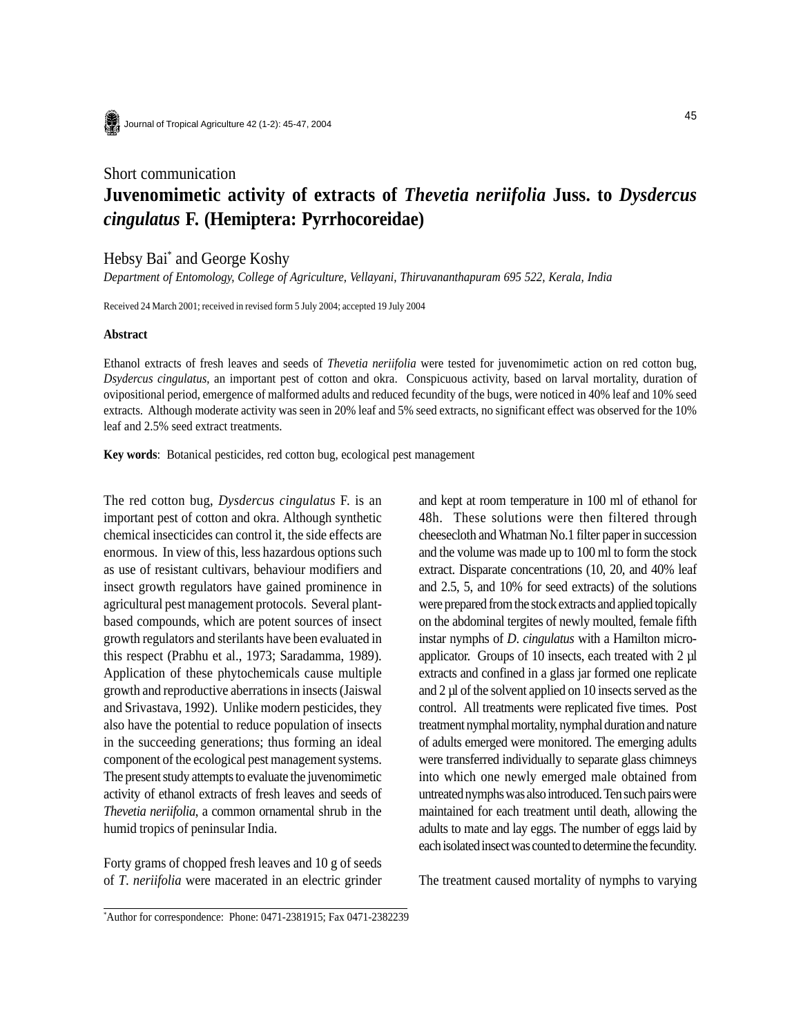Short communication

# Juvenomimetic activity of extracts of *Thevetia neriifolia* Juss. to *Dysdercus cingulatus* F. (Hemiptera: Pyrrhocoreidae)

Hebsy Bai* and George Koshy

*Department of Entomology, College of Agriculture, Vellayani, Thiruvananthapuram 695 522, Kerala, India*

Received 24 March 2001; received in revised form 5 July 2004; accepted 19 July 2004

### Abstract

Ethanol extracts of fresh leaves and seeds of *Thevetia neriifolia* were tested for juvenomimetic action on red cotton bug, *Dsydercus cingulatus,* an important pest of cotton and okra. Conspicuous activity, based on larval mortality, duration of ovipositional period, emergence of malformed adults and reduced fecundity of the bugs, were noticed in 40% leaf and 10% seed extracts. Although moderate activity was seen in 20% leaf and 5% seed extracts, no significant effect was observed for the 10% leaf and 2.5% seed extract treatments.

**Key words**: Botanical pesticides, red cotton bug, ecological pest management

The red cotton bug, *Dysdercus cingulatus* F. is an important pest of cotton and okra. Although synthetic chemical insecticides can control it, the side effects are enormous. In view of this, less hazardous options such as use of resistant cultivars, behaviour modifiers and insect growth regulators have gained prominence in agricultural pest management protocols. Several plant-based compounds, which are potent sources of insect growth regulators and sterilants have been evaluated in this respect (Prabhu et al., 1973; Saradamma, 1989). Application of these phytochemicals cause multiple growth and reproductive aberrations in insects (Jaiswal and Srivastava, 1992). Unlike modern pesticides, they also have the potential to reduce population of insects in the succeeding generations; thus forming an ideal component of the ecological pest management systems. The present study attempts to evaluate the juvenomimetic activity of ethanol extracts of fresh leaves and seeds of *Thevetia neriifolia*, a common ornamental shrub in the humid tropics of peninsular India.

Forty grams of chopped fresh leaves and 10 g of seeds of *T. neriifolia* were macerated in an electric grinder and kept at room temperature in 100 ml of ethanol for 48h. These solutions were then filtered through cheesecloth and Whatman No.1 filter paper in succession and the volume was made up to 100 ml to form the stock extract. Disparate concentrations (10, 20, and 40% leaf and 2.5, 5, and 10% for seed extracts) of the solutions were prepared from the stock extracts and applied topically on the abdominal tergites of newly moulted, female fifth instar nymphs of *D. cingulatus* with a Hamilton micro-applicator. Groups of 10 insects, each treated with 2 µl extracts and confined in a glass jar formed one replicate and 2 µl of the solvent applied on 10 insects served as the control. All treatments were replicated five times. Post treatment nymphal mortality, nymphal duration and nature of adults emerged were monitored. The emerging adults were transferred individually to separate glass chimneys into which one newly emerged male obtained from untreated nymphs was also introduced. Ten such pairs were maintained for each treatment until death, allowing the adults to mate and lay eggs. The number of eggs laid by each isolated insect was counted to determine the fecundity.

The treatment caused mortality of nymphs to varying

*Author for correspondence: Phone: 0471-2381915; Fax 0471-2382239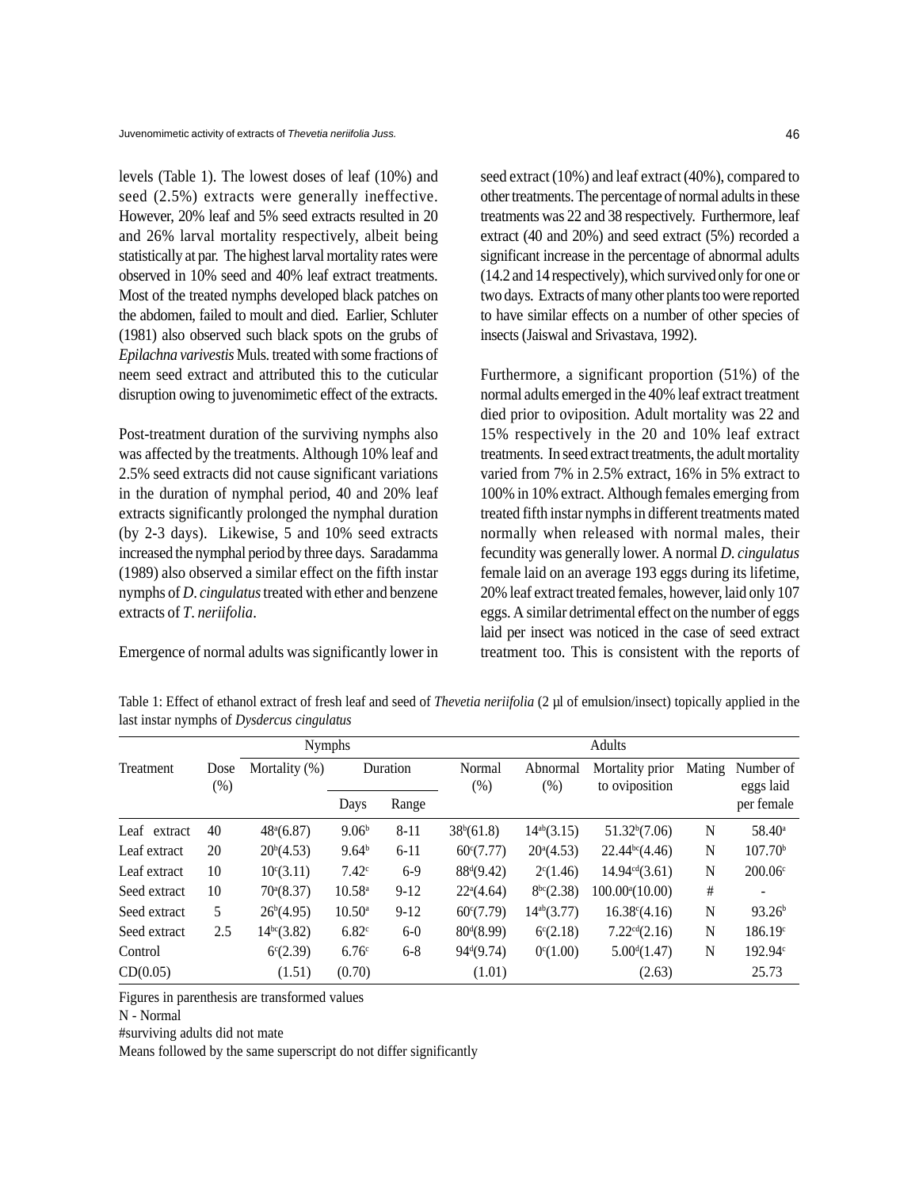levels (Table 1). The lowest doses of leaf (10%) and seed (2.5%) extracts were generally ineffective. However, 20% leaf and 5% seed extracts resulted in 20 and 26% larval mortality respectively, albeit being statistically at par. The highest larval mortality rates were observed in 10% seed and 40% leaf extract treatments. Most of the treated nymphs developed black patches on the abdomen, failed to moult and died. Earlier, Schluter (1981) also observed such black spots on the grubs of *Epilachna varivestis* Muls. treated with some fractions of neem seed extract and attributed this to the cuticular disruption owing to juvenomimetic effect of the extracts.

Post-treatment duration of the surviving nymphs also was affected by the treatments. Although 10% leaf and 2.5% seed extracts did not cause significant variations in the duration of nymphal period, 40 and 20% leaf extracts significantly prolonged the nymphal duration (by 2-3 days). Likewise, 5 and 10% seed extracts increased the nymphal period by three days. Saradamma (1989) also observed a similar effect on the fifth instar nymphs of *D. cingulatus* treated with ether and benzene extracts of *T. neriifolia*.

Emergence of normal adults was significantly lower in seed extract (10%) and leaf extract (40%), compared to other treatments. The percentage of normal adults in these treatments was 22 and 38 respectively. Furthermore, leaf extract (40 and 20%) and seed extract (5%) recorded a significant increase in the percentage of abnormal adults (14.2 and 14 respectively), which survived only for one or two days. Extracts of many other plants too were reported to have similar effects on a number of other species of insects (Jaiswal and Srivastava, 1992).

Furthermore, a significant proportion (51%) of the normal adults emerged in the 40% leaf extract treatment died prior to oviposition. Adult mortality was 22 and 15% respectively in the 20 and 10% leaf extract treatments. In seed extract treatments, the adult mortality varied from 7% in 2.5% extract, 16% in 5% extract to 100% in 10% extract. Although females emerging from treated fifth instar nymphs in different treatments mated normally when released with normal males, their fecundity was generally lower. A normal *D. cingulatus* female laid on an average 193 eggs during its lifetime, 20% leaf extract treated females, however, laid only 107 eggs. A similar detrimental effect on the number of eggs laid per insect was noticed in the case of seed extract treatment too. This is consistent with the reports of

Table 1: Effect of ethanol extract of fresh leaf and seed of *Thevetia neriifolia* (2 µl of emulsion/insect) topically applied in the last instar nymphs of *Dysdercus cingulatus*

| Treatment | Dose (%) | Nymphs | | | Adults | | | | |
|---|---|---|---|---|---|---|---|---|---|
| | | Mortality (%) | Duration | | Normal (%) | Abnormal (%) | Mortality prior to oviposition | Mating | Number of eggs laid per female |
| | | | Days | Range | | | | | |
| Leaf extract | 40 | 48$^{a}$(6.87) | 9.06$^{b}$ | 8-11 | 38$^{b}$(61.8) | 14$^{ab}$(3.15) | 51.32$^{b}$(7.06) | N | 58.40$^{a}$ |
| Leaf extract | 20 | 20$^{b}$(4.53) | 9.64$^{b}$ | 6-11 | 60$^{c}$(7.77) | 20$^{a}$(4.53) | 22.44$^{bc}$(4.46) | N | 107.70$^{b}$ |
| Leaf extract | 10 | 10$^{c}$(3.11) | 7.42$^{c}$ | 6-9 | 88$^{d}$(9.42) | 2$^{c}$(1.46) | 14.94$^{cd}$(3.61) | N | 200.06$^{c}$ |
| Seed extract | 10 | 70$^{a}$(8.37) | 10.58$^{a}$ | 9-12 | 22$^{a}$(4.64) | 8$^{bc}$(2.38) | 100.00$^{a}$(10.00) | # | - |
| Seed extract | 5 | 26$^{b}$(4.95) | 10.50$^{a}$ | 9-12 | 60$^{c}$(7.79) | 14$^{ab}$(3.77) | 16.38$^{c}$(4.16) | N | 93.26$^{b}$ |
| Seed extract | 2.5 | 14$^{bc}$(3.82) | 6.82$^{c}$ | 6-0 | 80$^{d}$(8.99) | 6$^{c}$(2.18) | 7.22$^{cd}$(2.16) | N | 186.19$^{c}$ |
| Control | | 6$^{c}$(2.39) | 6.76$^{c}$ | 6-8 | 94$^{d}$(9.74) | 0$^{c}$(1.00) | 5.00$^{d}$(1.47) | N | 192.94$^{c}$ |
| CD(0.05) | | (1.51) | (0.70) | | (1.01) | | (2.63) | | 25.73 |

Figures in parenthesis are transformed values

N - Normal

#surviving adults did not mate

Means followed by the same superscript do not differ significantly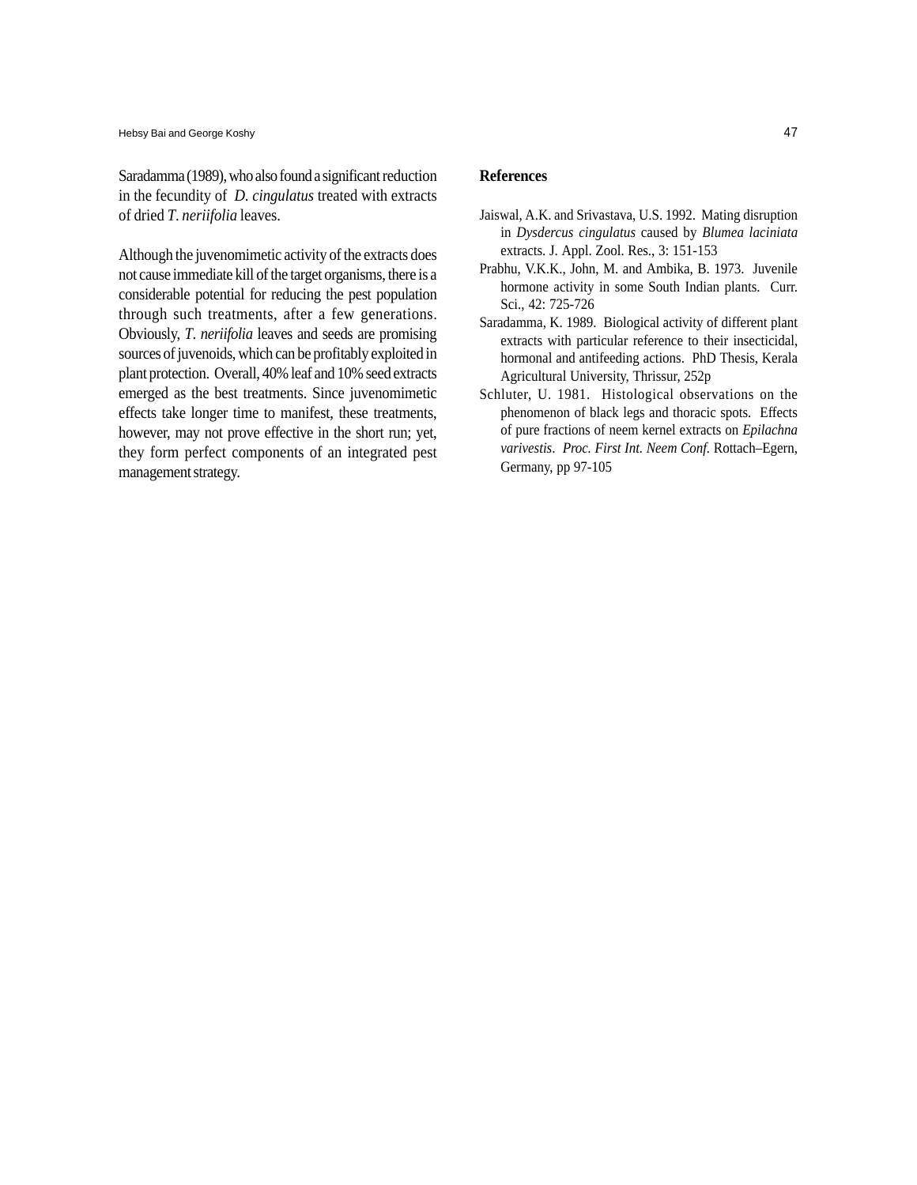Saradamma (1989), who also found a significant reduction in the fecundity of *D. cingulatus* treated with extracts of dried *T. neriifolia* leaves.

Although the juvenomimetic activity of the extracts does not cause immediate kill of the target organisms, there is a considerable potential for reducing the pest population through such treatments, after a few generations. Obviously, *T. neriifolia* leaves and seeds are promising sources of juvenoids, which can be profitably exploited in plant protection. Overall, 40% leaf and 10% seed extracts emerged as the best treatments. Since juvenomimetic effects take longer time to manifest, these treatments, however, may not prove effective in the short run; yet, they form perfect components of an integrated pest management strategy.

## References

Jaiswal, A.K. and Srivastava, U.S. 1992. Mating disruption in *Dysdercus cingulatus* caused by *Blumea laciniata* extracts. J. Appl. Zool. Res., 3: 151-153

Prabhu, V.K.K., John, M. and Ambika, B. 1973. Juvenile hormone activity in some South Indian plants. Curr. Sci., 42: 725-726

Saradamma, K. 1989. Biological activity of different plant extracts with particular reference to their insecticidal, hormonal and antifeeding actions. PhD Thesis, Kerala Agricultural University, Thrissur, 252p

Schluter, U. 1981. Histological observations on the phenomenon of black legs and thoracic spots. Effects of pure fractions of neem kernel extracts on *Epilachna varivestis*. *Proc. First Int. Neem Conf.* Rottach–Egern, Germany, pp 97-105